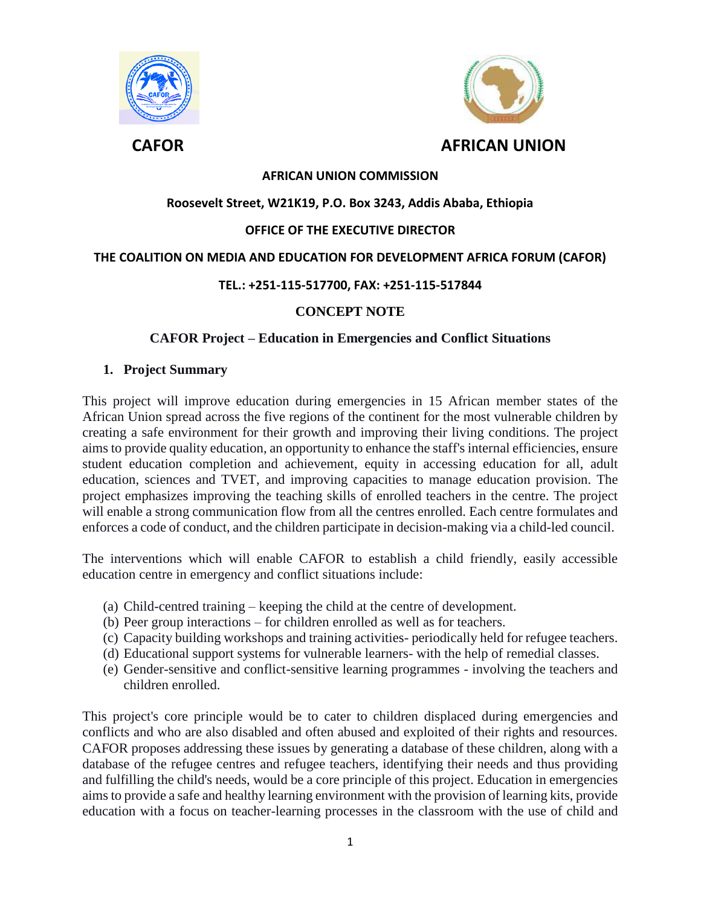**CAFOR** **AFRICAN UNION**

**AFRICAN UNION COMMISSION**

**Roosevelt Street, W21K19, P.O. Box 3243, Addis Ababa, Ethiopia**

**OFFICE OF THE EXECUTIVE DIRECTOR**

**THE COALITION ON MEDIA AND EDUCATION FOR DEVELOPMENT AFRICA FORUM (CAFOR)**

**TEL.: +251-115-517700, FAX: +251-115-517844**

# CONCEPT NOTE

## CAFOR Project – Education in Emergencies and Conflict Situations

### 1. Project Summary

This project will improve education during emergencies in 15 African member states of the African Union spread across the five regions of the continent for the most vulnerable children by creating a safe environment for their growth and improving their living conditions. The project aims to provide quality education, an opportunity to enhance the staff's internal efficiencies, ensure student education completion and achievement, equity in accessing education for all, adult education, sciences and TVET, and improving capacities to manage education provision. The project emphasizes improving the teaching skills of enrolled teachers in the centre. The project will enable a strong communication flow from all the centres enrolled. Each centre formulates and enforces a code of conduct, and the children participate in decision-making via a child-led council.

The interventions which will enable CAFOR to establish a child friendly, easily accessible education centre in emergency and conflict situations include:

(a) Child-centred training – keeping the child at the centre of development.
(b) Peer group interactions – for children enrolled as well as for teachers.
(c) Capacity building workshops and training activities- periodically held for refugee teachers.
(d) Educational support systems for vulnerable learners- with the help of remedial classes.
(e) Gender-sensitive and conflict-sensitive learning programmes - involving the teachers and children enrolled.

This project's core principle would be to cater to children displaced during emergencies and conflicts and who are also disabled and often abused and exploited of their rights and resources. CAFOR proposes addressing these issues by generating a database of these children, along with a database of the refugee centres and refugee teachers, identifying their needs and thus providing and fulfilling the child's needs, would be a core principle of this project. Education in emergencies aims to provide a safe and healthy learning environment with the provision of learning kits, provide education with a focus on teacher-learning processes in the classroom with the use of child and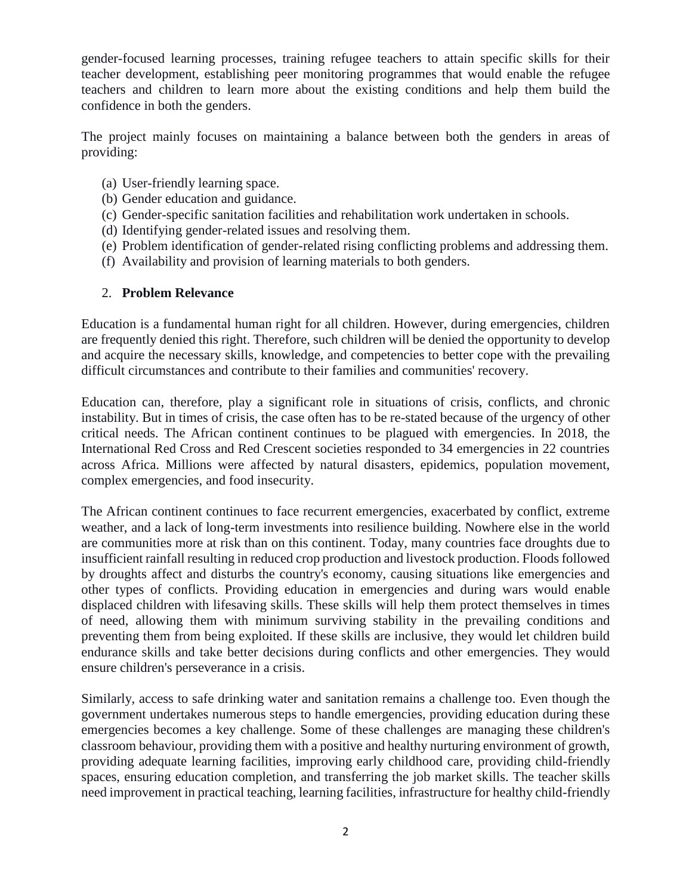gender-focused learning processes, training refugee teachers to attain specific skills for their teacher development, establishing peer monitoring programmes that would enable the refugee teachers and children to learn more about the existing conditions and help them build the confidence in both the genders.

The project mainly focuses on maintaining a balance between both the genders in areas of providing:

(a) User-friendly learning space.
(b) Gender education and guidance.
(c) Gender-specific sanitation facilities and rehabilitation work undertaken in schools.
(d) Identifying gender-related issues and resolving them.
(e) Problem identification of gender-related rising conflicting problems and addressing them.
(f) Availability and provision of learning materials to both genders.

## 2. **Problem Relevance**

Education is a fundamental human right for all children. However, during emergencies, children are frequently denied this right. Therefore, such children will be denied the opportunity to develop and acquire the necessary skills, knowledge, and competencies to better cope with the prevailing difficult circumstances and contribute to their families and communities' recovery.

Education can, therefore, play a significant role in situations of crisis, conflicts, and chronic instability. But in times of crisis, the case often has to be re-stated because of the urgency of other critical needs. The African continent continues to be plagued with emergencies. In 2018, the International Red Cross and Red Crescent societies responded to 34 emergencies in 22 countries across Africa. Millions were affected by natural disasters, epidemics, population movement, complex emergencies, and food insecurity.

The African continent continues to face recurrent emergencies, exacerbated by conflict, extreme weather, and a lack of long-term investments into resilience building. Nowhere else in the world are communities more at risk than on this continent. Today, many countries face droughts due to insufficient rainfall resulting in reduced crop production and livestock production. Floods followed by droughts affect and disturbs the country's economy, causing situations like emergencies and other types of conflicts. Providing education in emergencies and during wars would enable displaced children with lifesaving skills. These skills will help them protect themselves in times of need, allowing them with minimum surviving stability in the prevailing conditions and preventing them from being exploited. If these skills are inclusive, they would let children build endurance skills and take better decisions during conflicts and other emergencies. They would ensure children's perseverance in a crisis.

Similarly, access to safe drinking water and sanitation remains a challenge too. Even though the government undertakes numerous steps to handle emergencies, providing education during these emergencies becomes a key challenge. Some of these challenges are managing these children's classroom behaviour, providing them with a positive and healthy nurturing environment of growth, providing adequate learning facilities, improving early childhood care, providing child-friendly spaces, ensuring education completion, and transferring the job market skills. The teacher skills need improvement in practical teaching, learning facilities, infrastructure for healthy child-friendly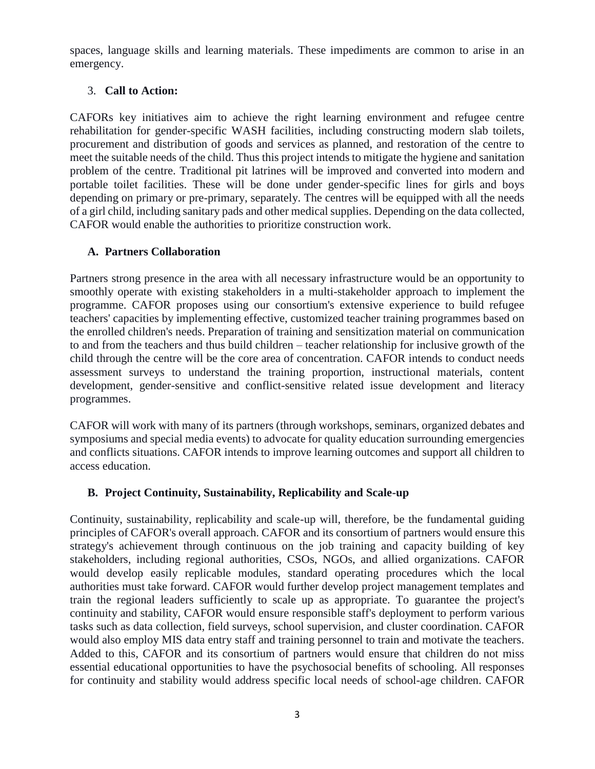spaces, language skills and learning materials. These impediments are common to arise in an emergency.

3. **Call to Action:**

CAFORs key initiatives aim to achieve the right learning environment and refugee centre rehabilitation for gender-specific WASH facilities, including constructing modern slab toilets, procurement and distribution of goods and services as planned, and restoration of the centre to meet the suitable needs of the child. Thus this project intends to mitigate the hygiene and sanitation problem of the centre. Traditional pit latrines will be improved and converted into modern and portable toilet facilities. These will be done under gender-specific lines for girls and boys depending on primary or pre-primary, separately. The centres will be equipped with all the needs of a girl child, including sanitary pads and other medical supplies. Depending on the data collected, CAFOR would enable the authorities to prioritize construction work.

### A. Partners Collaboration

Partners strong presence in the area with all necessary infrastructure would be an opportunity to smoothly operate with existing stakeholders in a multi-stakeholder approach to implement the programme. CAFOR proposes using our consortium's extensive experience to build refugee teachers' capacities by implementing effective, customized teacher training programmes based on the enrolled children's needs. Preparation of training and sensitization material on communication to and from the teachers and thus build children – teacher relationship for inclusive growth of the child through the centre will be the core area of concentration. CAFOR intends to conduct needs assessment surveys to understand the training proportion, instructional materials, content development, gender-sensitive and conflict-sensitive related issue development and literacy programmes.

CAFOR will work with many of its partners (through workshops, seminars, organized debates and symposiums and special media events) to advocate for quality education surrounding emergencies and conflicts situations. CAFOR intends to improve learning outcomes and support all children to access education.

### B. Project Continuity, Sustainability, Replicability and Scale-up

Continuity, sustainability, replicability and scale-up will, therefore, be the fundamental guiding principles of CAFOR's overall approach. CAFOR and its consortium of partners would ensure this strategy's achievement through continuous on the job training and capacity building of key stakeholders, including regional authorities, CSOs, NGOs, and allied organizations. CAFOR would develop easily replicable modules, standard operating procedures which the local authorities must take forward. CAFOR would further develop project management templates and train the regional leaders sufficiently to scale up as appropriate. To guarantee the project's continuity and stability, CAFOR would ensure responsible staff's deployment to perform various tasks such as data collection, field surveys, school supervision, and cluster coordination. CAFOR would also employ MIS data entry staff and training personnel to train and motivate the teachers. Added to this, CAFOR and its consortium of partners would ensure that children do not miss essential educational opportunities to have the psychosocial benefits of schooling. All responses for continuity and stability would address specific local needs of school-age children. CAFOR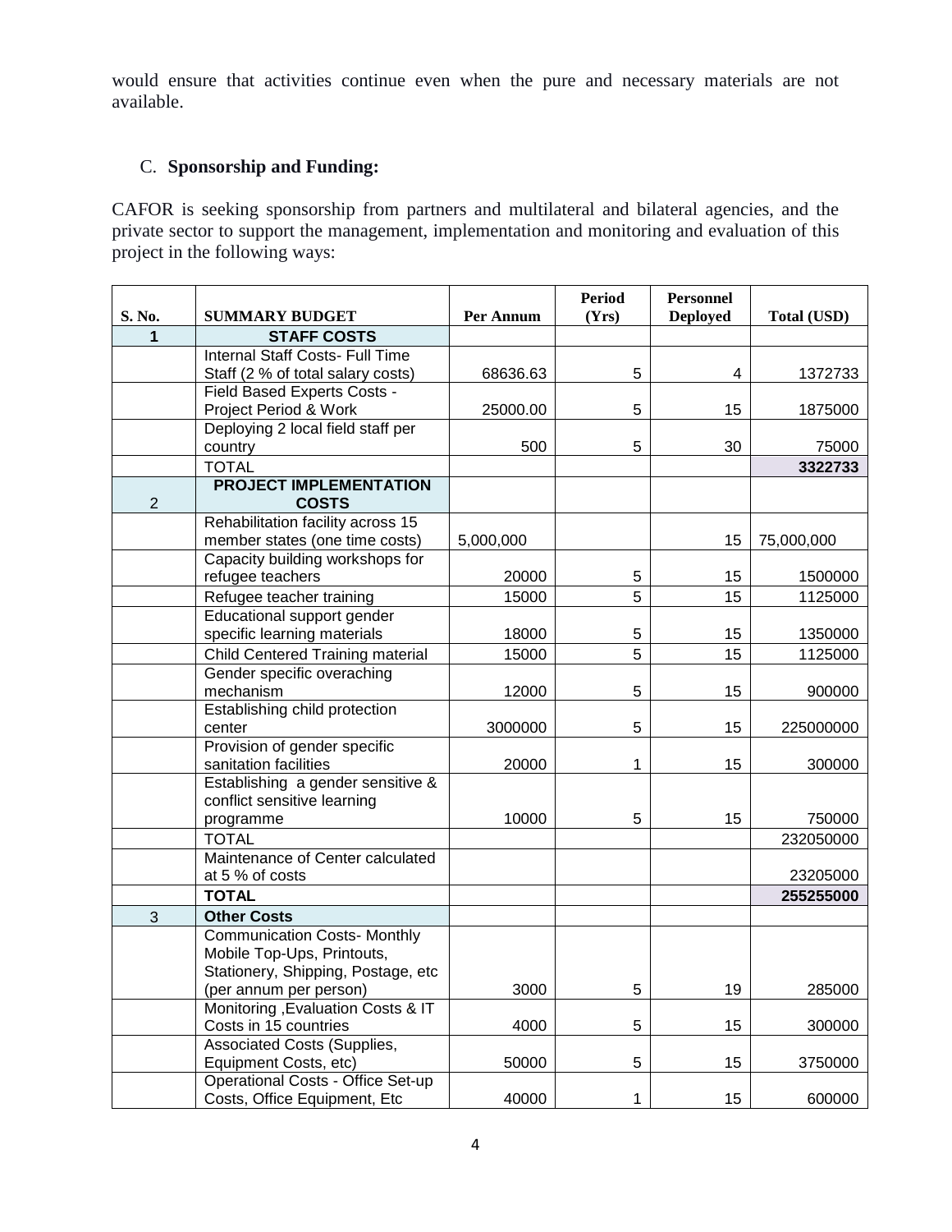would ensure that activities continue even when the pure and necessary materials are not available.

C. **Sponsorship and Funding:**

CAFOR is seeking sponsorship from partners and multilateral and bilateral agencies, and the private sector to support the management, implementation and monitoring and evaluation of this project in the following ways:

| S. No. | SUMMARY BUDGET | Per Annum | Period (Yrs) | Personnel Deployed | Total (USD) |
|---|---|---|---|---|---|
| **1** | **STAFF COSTS** | | | | |
| | Internal Staff Costs- Full Time Staff (2 % of total salary costs) | 68636.63 | 5 | 4 | 1372733 |
| | Field Based Experts Costs - Project Period & Work | 25000.00 | 5 | 15 | 1875000 |
| | Deploying 2 local field staff per country | 500 | 5 | 30 | 75000 |
| | TOTAL | | | | **3322733** |
| 2 | **PROJECT IMPLEMENTATION COSTS** | | | | |
| | Rehabilitation facility across 15 member states (one time costs) | 5,000,000 | | 15 | 75,000,000 |
| | Capacity building workshops for refugee teachers | 20000 | 5 | 15 | 1500000 |
| | Refugee teacher training | 15000 | 5 | 15 | 1125000 |
| | Educational support gender specific learning materials | 18000 | 5 | 15 | 1350000 |
| | Child Centered Training material | 15000 | 5 | 15 | 1125000 |
| | Gender specific overaching mechanism | 12000 | 5 | 15 | 900000 |
| | Establishing child protection center | 3000000 | 5 | 15 | 225000000 |
| | Provision of gender specific sanitation facilities | 20000 | 1 | 15 | 300000 |
| | Establishing a gender sensitive & conflict sensitive learning programme | 10000 | 5 | 15 | 750000 |
| | TOTAL | | | | 232050000 |
| | Maintenance of Center calculated at 5 % of costs | | | | 23205000 |
| | **TOTAL** | | | | **255255000** |
| 3 | **Other Costs** | | | | |
| | Communication Costs- Monthly Mobile Top-Ups, Printouts, Stationery, Shipping, Postage, etc (per annum per person) | 3000 | 5 | 19 | 285000 |
| | Monitoring ,Evaluation Costs & IT Costs in 15 countries | 4000 | 5 | 15 | 300000 |
| | Associated Costs (Supplies, Equipment Costs, etc) | 50000 | 5 | 15 | 3750000 |
| | Operational Costs - Office Set-up Costs, Office Equipment, Etc | 40000 | 1 | 15 | 600000 |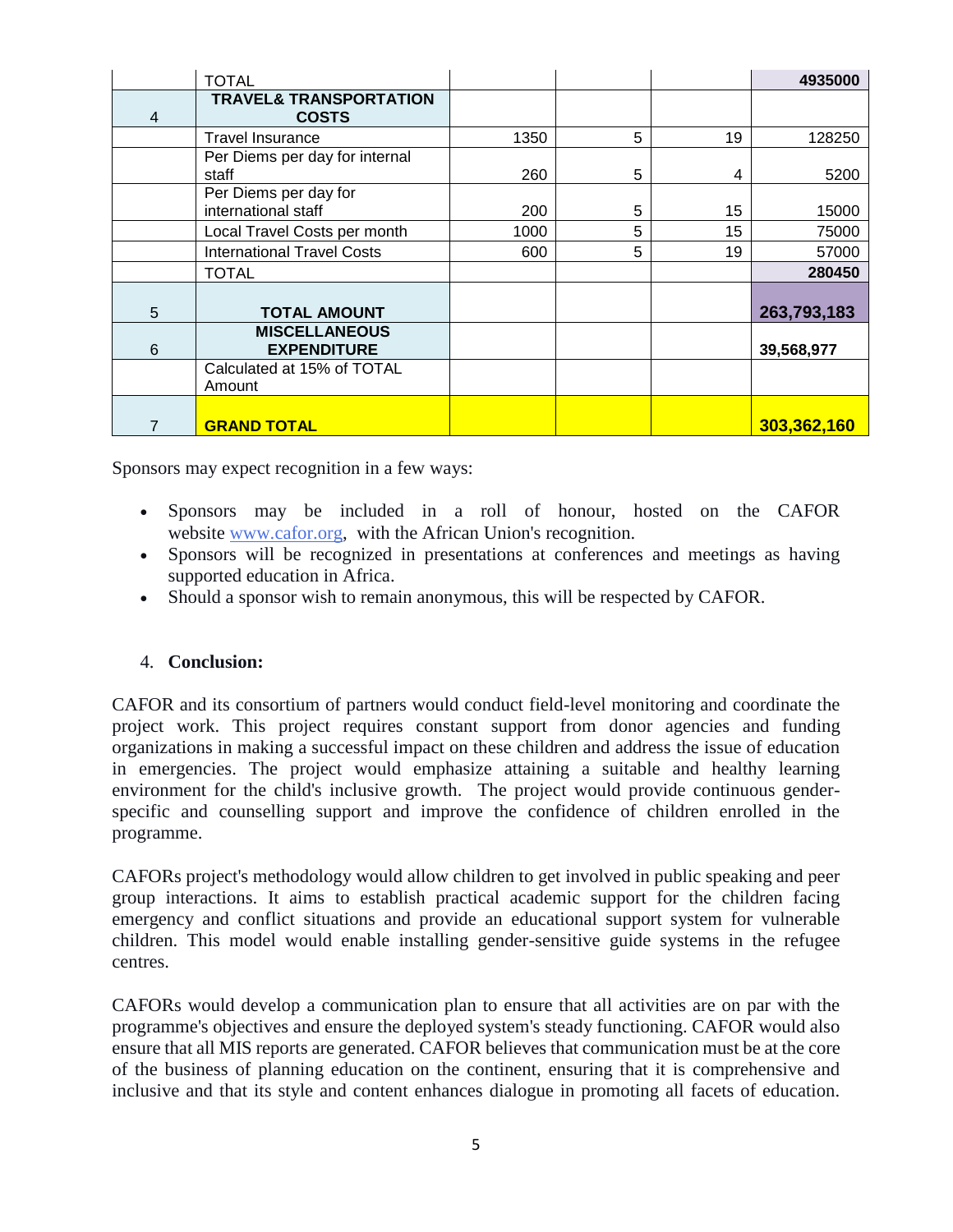| | TOTAL | | | | **4935000** |
|---|---|---|---|---|---|
| 4 | **TRAVEL& TRANSPORTATION COSTS** | | | | |
| | Travel Insurance | 1350 | 5 | 19 | 128250 |
| | Per Diems per day for internal staff | 260 | 5 | 4 | 5200 |
| | Per Diems per day for international staff | 200 | 5 | 15 | 15000 |
| | Local Travel Costs per month | 1000 | 5 | 15 | 75000 |
| | International Travel Costs | 600 | 5 | 19 | 57000 |
| | TOTAL | | | | **280450** |
| 5 | **TOTAL AMOUNT** | | | | **263,793,183** |
| 6 | **MISCELLANEOUS EXPENDITURE** | | | | **39,568,977** |
| | Calculated at 15% of TOTAL Amount | | | | |
| 7 | **GRAND TOTAL** | | | | **303,362,160** |

Sponsors may expect recognition in a few ways:

- Sponsors may be included in a roll of honour, hosted on the CAFOR website www.cafor.org, with the African Union's recognition.
- Sponsors will be recognized in presentations at conferences and meetings as having supported education in Africa.
- Should a sponsor wish to remain anonymous, this will be respected by CAFOR.

## 4. Conclusion:

CAFOR and its consortium of partners would conduct field-level monitoring and coordinate the project work. This project requires constant support from donor agencies and funding organizations in making a successful impact on these children and address the issue of education in emergencies. The project would emphasize attaining a suitable and healthy learning environment for the child's inclusive growth. The project would provide continuous gender-specific and counselling support and improve the confidence of children enrolled in the programme.

CAFORs project's methodology would allow children to get involved in public speaking and peer group interactions. It aims to establish practical academic support for the children facing emergency and conflict situations and provide an educational support system for vulnerable children. This model would enable installing gender-sensitive guide systems in the refugee centres.

CAFORs would develop a communication plan to ensure that all activities are on par with the programme's objectives and ensure the deployed system's steady functioning. CAFOR would also ensure that all MIS reports are generated. CAFOR believes that communication must be at the core of the business of planning education on the continent, ensuring that it is comprehensive and inclusive and that its style and content enhances dialogue in promoting all facets of education.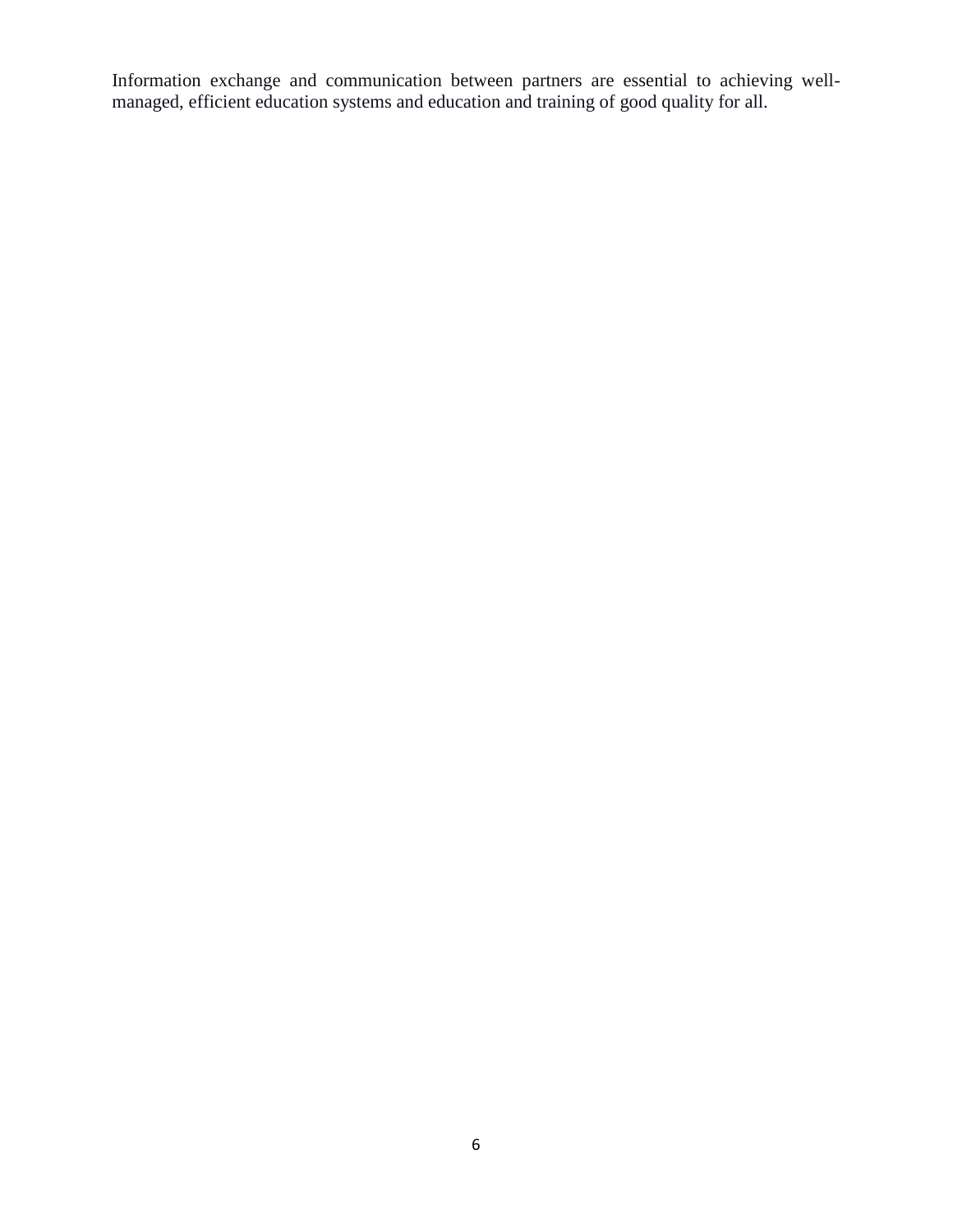Information exchange and communication between partners are essential to achieving well-managed, efficient education systems and education and training of good quality for all.